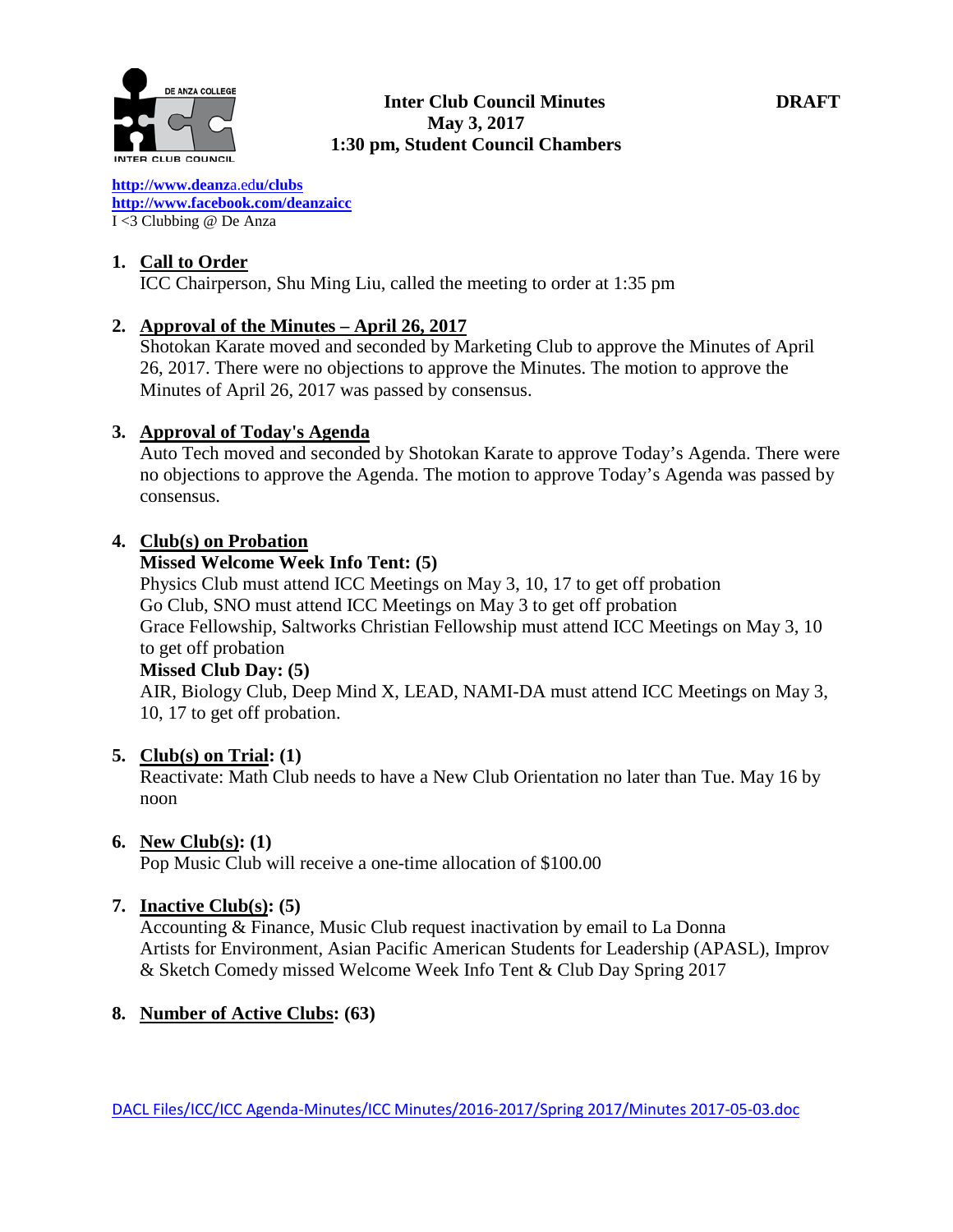**Inter Club Council Minutes** **DRAFT**
**May 3, 2017**
**1:30 pm, Student Council Chambers**

[http://www.deanza.edu/clubs](http://www.deanza.edu/clubs)
[http://www.facebook.com/deanzaicc](http://www.facebook.com/deanzaicc)
I <3 Clubbing @ De Anza

1. **Call to Order**
   ICC Chairperson, Shu Ming Liu, called the meeting to order at 1:35 pm

2. **Approval of the Minutes – April 26, 2017**
   Shotokan Karate moved and seconded by Marketing Club to approve the Minutes of April 26, 2017. There were no objections to approve the Minutes. The motion to approve the Minutes of April 26, 2017 was passed by consensus.

3. **Approval of Today's Agenda**
   Auto Tech moved and seconded by Shotokan Karate to approve Today's Agenda. There were no objections to approve the Agenda. The motion to approve Today's Agenda was passed by consensus.

4. **Club(s) on Probation**
   **Missed Welcome Week Info Tent: (5)**
   Physics Club must attend ICC Meetings on May 3, 10, 17 to get off probation
   Go Club, SNO must attend ICC Meetings on May 3 to get off probation
   Grace Fellowship, Saltworks Christian Fellowship must attend ICC Meetings on May 3, 10 to get off probation
   **Missed Club Day: (5)**
   AIR, Biology Club, Deep Mind X, LEAD, NAMI-DA must attend ICC Meetings on May 3, 10, 17 to get off probation.

5. **Club(s) on Trial: (1)**
   Reactivate: Math Club needs to have a New Club Orientation no later than Tue. May 16 by noon

6. **New Club(s): (1)**
   Pop Music Club will receive a one-time allocation of $100.00

7. **Inactive Club(s): (5)**
   Accounting & Finance, Music Club request inactivation by email to La Donna
   Artists for Environment, Asian Pacific American Students for Leadership (APASL), Improv & Sketch Comedy missed Welcome Week Info Tent & Club Day Spring 2017

8. **Number of Active Clubs: (63)**

DACL Files/ICC/ICC Agenda-Minutes/ICC Minutes/2016-2017/Spring 2017/Minutes 2017-05-03.doc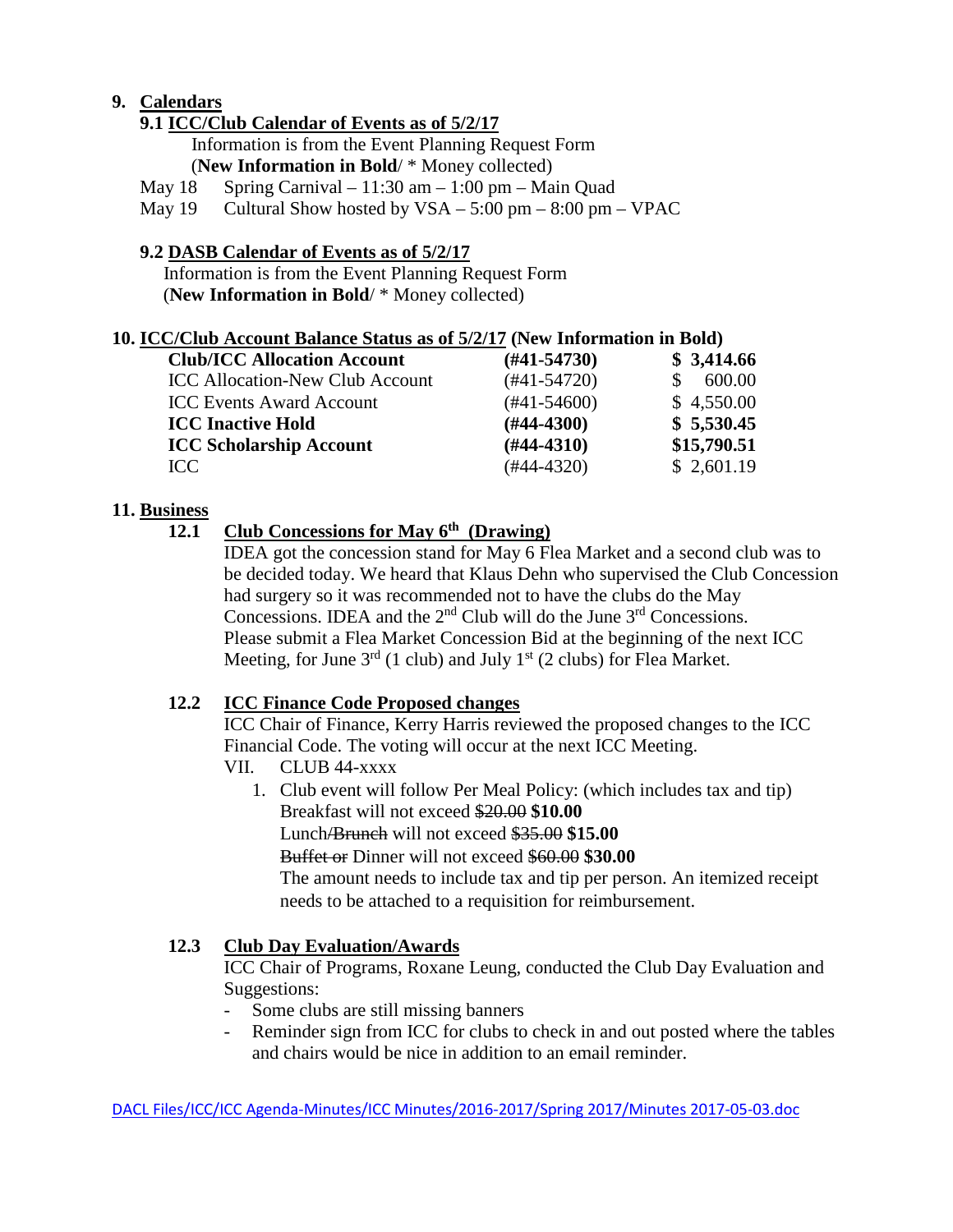## 9. Calendars

### 9.1 ICC/Club Calendar of Events as of 5/2/17

Information is from the Event Planning Request Form
(**New Information in Bold**/ * Money collected)

May 18 Spring Carnival – 11:30 am – 1:00 pm – Main Quad
May 19 Cultural Show hosted by VSA – 5:00 pm – 8:00 pm – VPAC

### 9.2 DASB Calendar of Events as of 5/2/17

Information is from the Event Planning Request Form
(**New Information in Bold**/ * Money collected)

## 10. ICC/Club Account Balance Status as of 5/2/17 (New Information in Bold)

| | | |
|---|---|---|
| **Club/ICC Allocation Account** | **(#41-54730)** | **$ 3,414.66** |
| ICC Allocation-New Club Account | (#41-54720) | $ 600.00 |
| ICC Events Award Account | (#41-54600) | $ 4,550.00 |
| **ICC Inactive Hold** | **(#44-4300)** | **$ 5,530.45** |
| **ICC Scholarship Account** | **(#44-4310)** | **$15,790.51** |
| ICC | (#44-4320) | $ 2,601.19 |

## 11. Business

### 12.1 Club Concessions for May 6th (Drawing)

IDEA got the concession stand for May 6 Flea Market and a second club was to be decided today. We heard that Klaus Dehn who supervised the Club Concession had surgery so it was recommended not to have the clubs do the May Concessions. IDEA and the 2nd Club will do the June 3rd Concessions. Please submit a Flea Market Concession Bid at the beginning of the next ICC Meeting, for June 3rd (1 club) and July 1st (2 clubs) for Flea Market.

### 12.2 ICC Finance Code Proposed changes

ICC Chair of Finance, Kerry Harris reviewed the proposed changes to the ICC Financial Code. The voting will occur at the next ICC Meeting.

VII. CLUB 44-xxxx

1. Club event will follow Per Meal Policy: (which includes tax and tip)
   Breakfast will not exceed ~~$20.00~~ **$10.00**
   Lunch~~/Brunch~~ will not exceed ~~$35.00~~ **$15.00**
   ~~Buffet or~~ Dinner will not exceed ~~$60.00~~ **$30.00**
   The amount needs to include tax and tip per person. An itemized receipt needs to be attached to a requisition for reimbursement.

### 12.3 Club Day Evaluation/Awards

ICC Chair of Programs, Roxane Leung, conducted the Club Day Evaluation and Suggestions:

- Some clubs are still missing banners
- Reminder sign from ICC for clubs to check in and out posted where the tables and chairs would be nice in addition to an email reminder.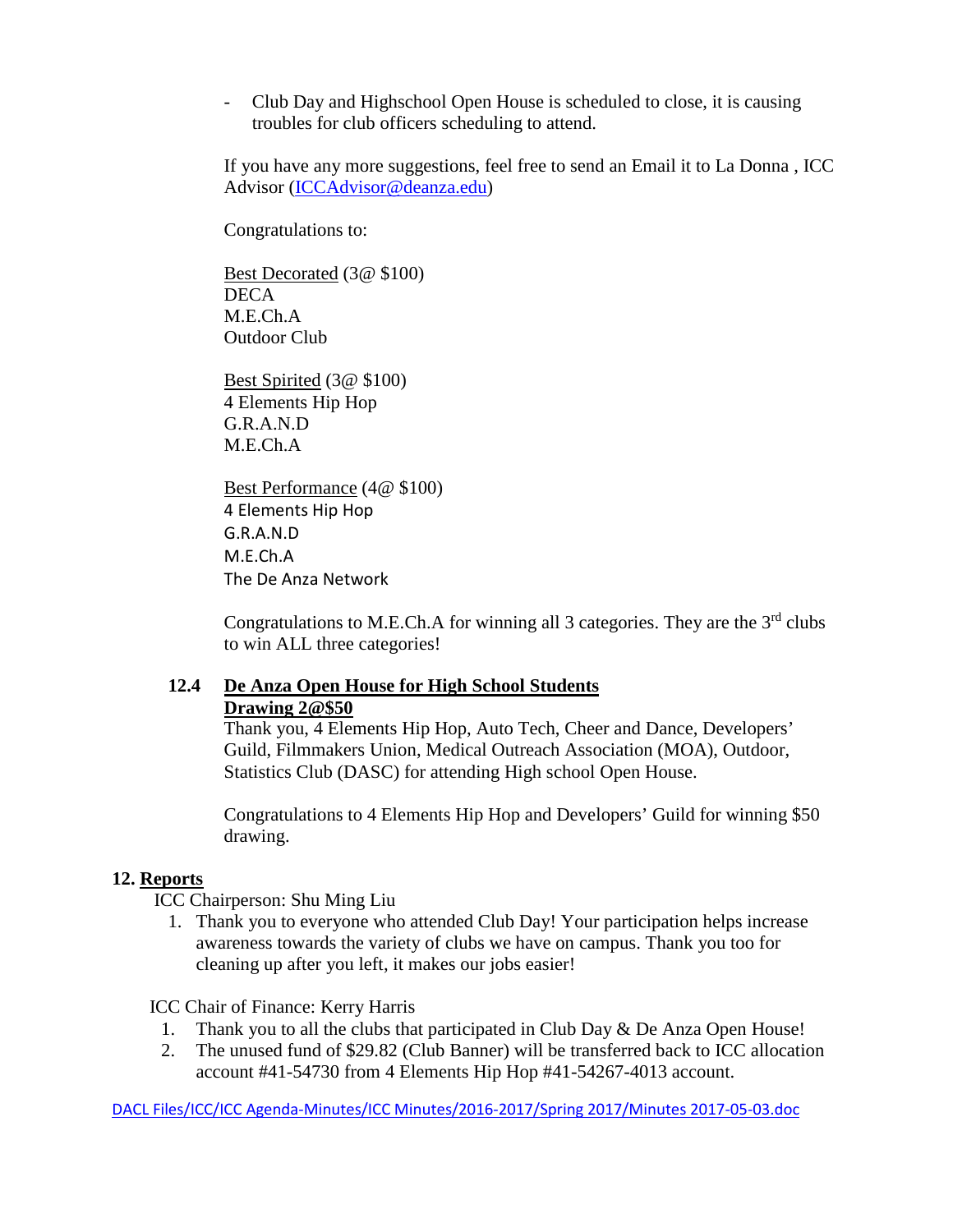- Club Day and Highschool Open House is scheduled to close, it is causing troubles for club officers scheduling to attend.

If you have any more suggestions, feel free to send an Email it to La Donna , ICC Advisor (ICCAdvisor@deanza.edu)

Congratulations to:

Best Decorated (3@ $100)
DECA
M.E.Ch.A
Outdoor Club

Best Spirited (3@ $100)
4 Elements Hip Hop
G.R.A.N.D
M.E.Ch.A

Best Performance (4@ $100)
4 Elements Hip Hop
G.R.A.N.D
M.E.Ch.A
The De Anza Network

Congratulations to M.E.Ch.A for winning all 3 categories. They are the 3rd clubs to win ALL three categories!

### 12.4 De Anza Open House for High School Students Drawing 2@$50

Thank you, 4 Elements Hip Hop, Auto Tech, Cheer and Dance, Developers' Guild, Filmmakers Union, Medical Outreach Association (MOA), Outdoor, Statistics Club (DASC) for attending High school Open House.

Congratulations to 4 Elements Hip Hop and Developers' Guild for winning $50 drawing.

## 12. Reports

ICC Chairperson: Shu Ming Liu

1. Thank you to everyone who attended Club Day! Your participation helps increase awareness towards the variety of clubs we have on campus. Thank you too for cleaning up after you left, it makes our jobs easier!

ICC Chair of Finance: Kerry Harris

1. Thank you to all the clubs that participated in Club Day & De Anza Open House!
2. The unused fund of $29.82 (Club Banner) will be transferred back to ICC allocation account #41-54730 from 4 Elements Hip Hop #41-54267-4013 account.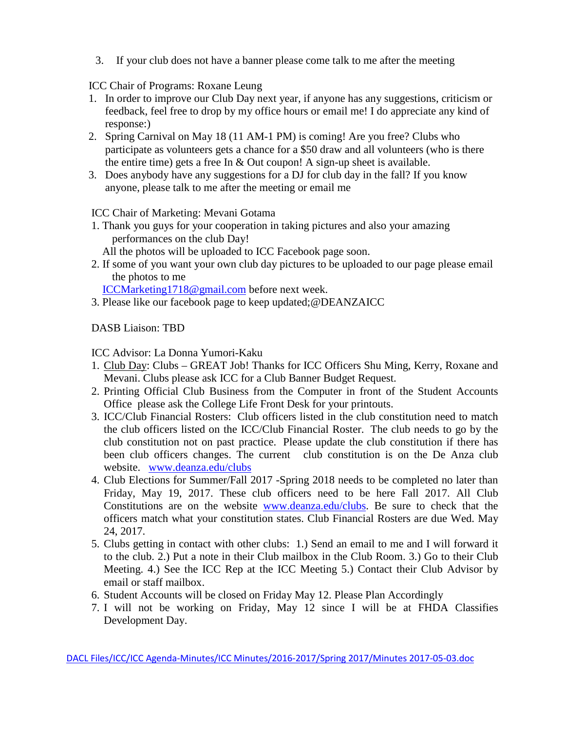3. If your club does not have a banner please come talk to me after the meeting

ICC Chair of Programs: Roxane Leung

1. In order to improve our Club Day next year, if anyone has any suggestions, criticism or feedback, feel free to drop by my office hours or email me! I do appreciate any kind of response:)
2. Spring Carnival on May 18 (11 AM-1 PM) is coming! Are you free? Clubs who participate as volunteers gets a chance for a $50 draw and all volunteers (who is there the entire time) gets a free In & Out coupon! A sign-up sheet is available.
3. Does anybody have any suggestions for a DJ for club day in the fall? If you know anyone, please talk to me after the meeting or email me

ICC Chair of Marketing: Mevani Gotama

1. Thank you guys for your cooperation in taking pictures and also your amazing performances on the club Day!
   All the photos will be uploaded to ICC Facebook page soon.
2. If some of you want your own club day pictures to be uploaded to our page please email the photos to me
   ICCMarketing1718@gmail.com before next week.
3. Please like our facebook page to keep updated;@DEANZAICC

DASB Liaison: TBD

ICC Advisor: La Donna Yumori-Kaku

1. Club Day: Clubs – GREAT Job! Thanks for ICC Officers Shu Ming, Kerry, Roxane and Mevani. Clubs please ask ICC for a Club Banner Budget Request.
2. Printing Official Club Business from the Computer in front of the Student Accounts Office please ask the College Life Front Desk for your printouts.
3. ICC/Club Financial Rosters: Club officers listed in the club constitution need to match the club officers listed on the ICC/Club Financial Roster. The club needs to go by the club constitution not on past practice. Please update the club constitution if there has been club officers changes. The current club constitution is on the De Anza club website. www.deanza.edu/clubs
4. Club Elections for Summer/Fall 2017 -Spring 2018 needs to be completed no later than Friday, May 19, 2017. These club officers need to be here Fall 2017. All Club Constitutions are on the website www.deanza.edu/clubs. Be sure to check that the officers match what your constitution states. Club Financial Rosters are due Wed. May 24, 2017.
5. Clubs getting in contact with other clubs: 1.) Send an email to me and I will forward it to the club. 2.) Put a note in their Club mailbox in the Club Room. 3.) Go to their Club Meeting. 4.) See the ICC Rep at the ICC Meeting 5.) Contact their Club Advisor by email or staff mailbox.
6. Student Accounts will be closed on Friday May 12. Please Plan Accordingly
7. I will not be working on Friday, May 12 since I will be at FHDA Classifies Development Day.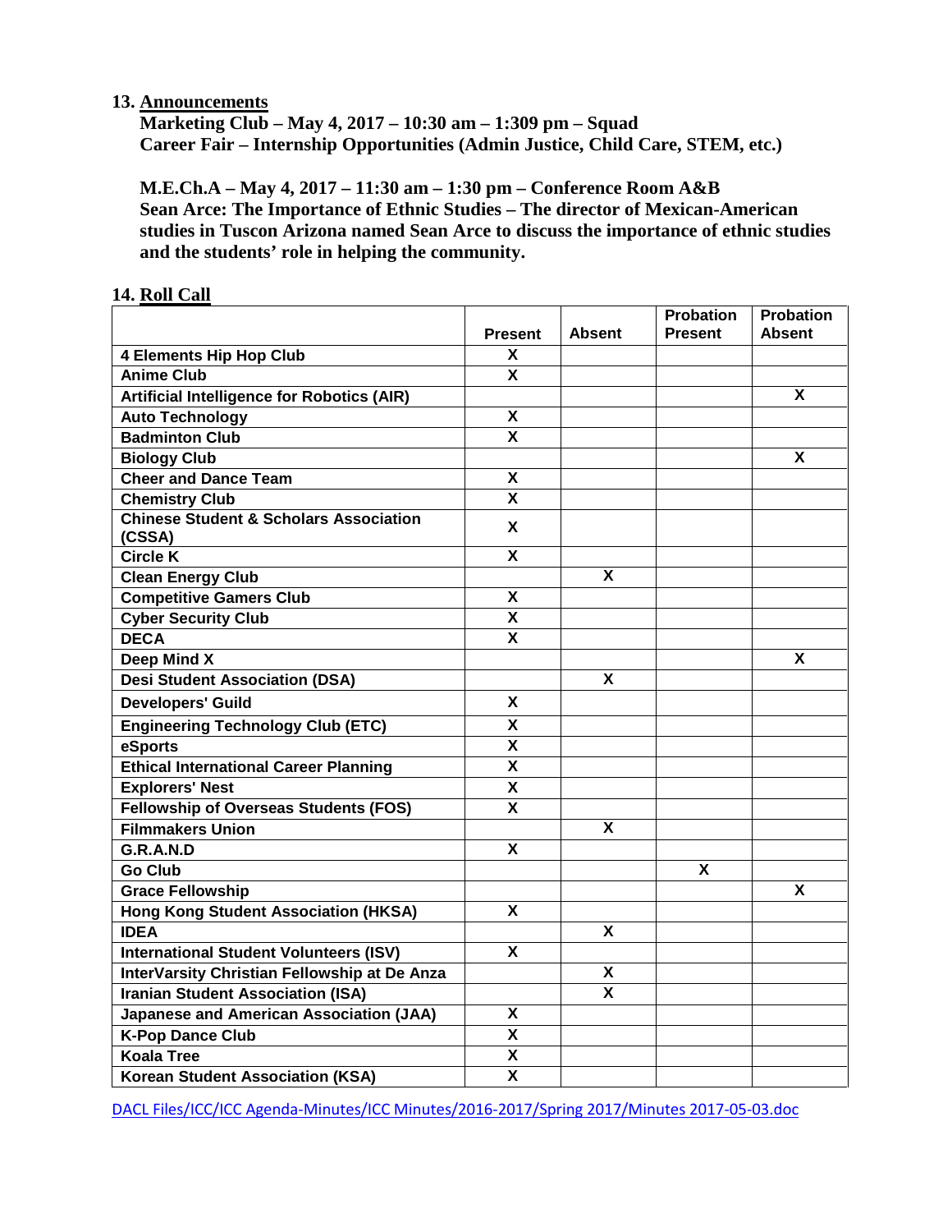## 13. Announcements

**Marketing Club – May 4, 2017 – 10:30 am – 1:309 pm – Squad**
**Career Fair – Internship Opportunities (Admin Justice, Child Care, STEM, etc.)**

**M.E.Ch.A – May 4, 2017 – 11:30 am – 1:30 pm – Conference Room A&B**
**Sean Arce: The Importance of Ethnic Studies – The director of Mexican-American studies in Tuscon Arizona named Sean Arce to discuss the importance of ethnic studies and the students' role in helping the community.**

## 14. Roll Call

| | Present | Absent | Probation Present | Probation Absent |
|---|---|---|---|---|
| **4 Elements Hip Hop Club** | X | | | |
| **Anime Club** | X | | | |
| **Artificial Intelligence for Robotics (AIR)** | | | | X |
| **Auto Technology** | X | | | |
| **Badminton Club** | X | | | |
| **Biology Club** | | | | X |
| **Cheer and Dance Team** | X | | | |
| **Chemistry Club** | X | | | |
| **Chinese Student & Scholars Association (CSSA)** | X | | | |
| **Circle K** | X | | | |
| **Clean Energy Club** | | X | | |
| **Competitive Gamers Club** | X | | | |
| **Cyber Security Club** | X | | | |
| **DECA** | X | | | |
| **Deep Mind X** | | | | X |
| **Desi Student Association (DSA)** | | X | | |
| **Developers' Guild** | X | | | |
| **Engineering Technology Club (ETC)** | X | | | |
| **eSports** | X | | | |
| **Ethical International Career Planning** | X | | | |
| **Explorers' Nest** | X | | | |
| **Fellowship of Overseas Students (FOS)** | X | | | |
| **Filmmakers Union** | | X | | |
| **G.R.A.N.D** | X | | | |
| **Go Club** | | | X | |
| **Grace Fellowship** | | | | X |
| **Hong Kong Student Association (HKSA)** | X | | | |
| **IDEA** | | X | | |
| **International Student Volunteers (ISV)** | X | | | |
| **InterVarsity Christian Fellowship at De Anza** | | X | | |
| **Iranian Student Association (ISA)** | | X | | |
| **Japanese and American Association (JAA)** | X | | | |
| **K-Pop Dance Club** | X | | | |
| **Koala Tree** | X | | | |
| **Korean Student Association (KSA)** | X | | | |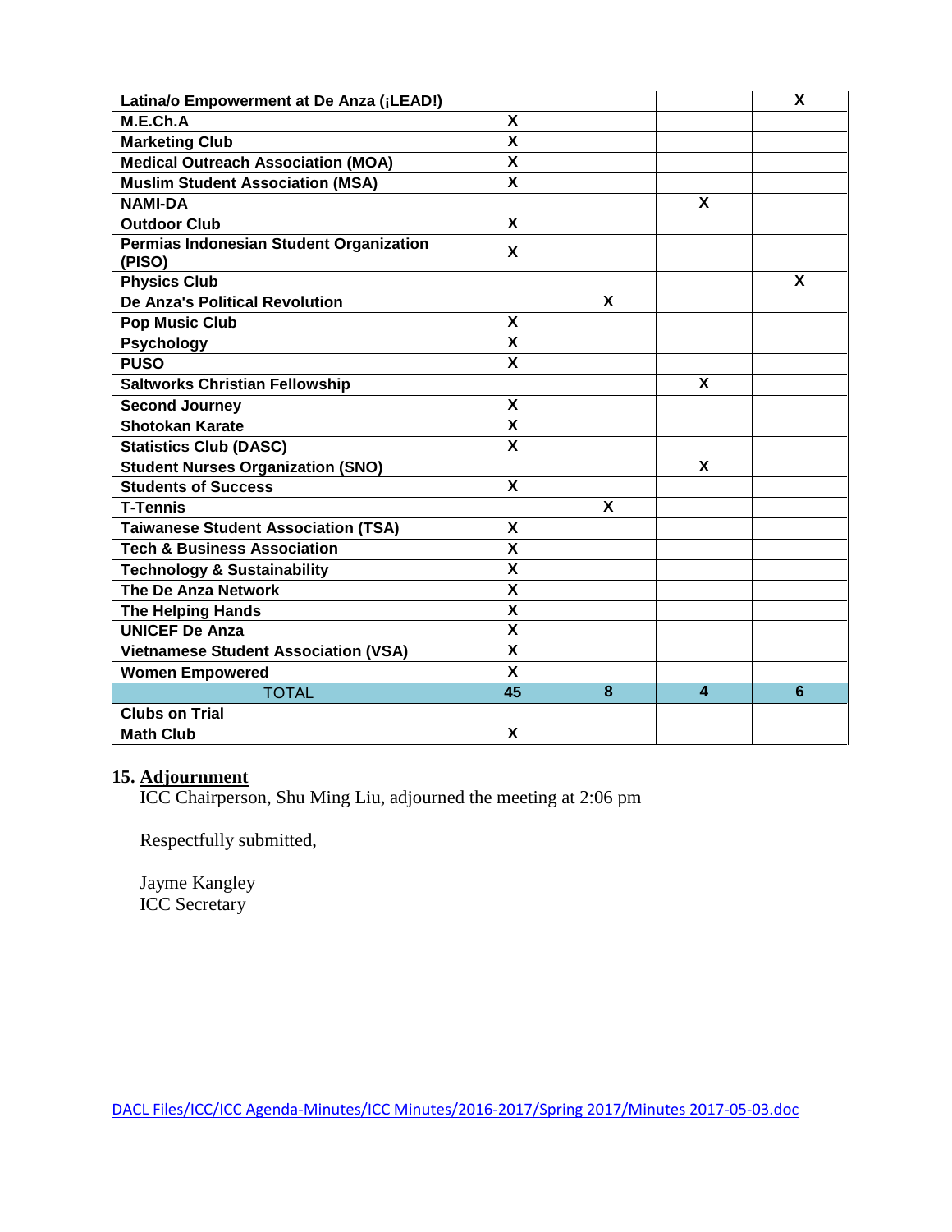| | | | | |
|---|---|---|---|---|
| **Latina/o Empowerment at De Anza (¡LEAD!)** | | | | **X** |
| **M.E.Ch.A** | **X** | | | |
| **Marketing Club** | **X** | | | |
| **Medical Outreach Association (MOA)** | **X** | | | |
| **Muslim Student Association (MSA)** | **X** | | | |
| **NAMI-DA** | | | **X** | |
| **Outdoor Club** | **X** | | | |
| **Permias Indonesian Student Organization (PISO)** | **X** | | | |
| **Physics Club** | | | | **X** |
| **De Anza's Political Revolution** | | **X** | | |
| **Pop Music Club** | **X** | | | |
| **Psychology** | **X** | | | |
| **PUSO** | **X** | | | |
| **Saltworks Christian Fellowship** | | | **X** | |
| **Second Journey** | **X** | | | |
| **Shotokan Karate** | **X** | | | |
| **Statistics Club (DASC)** | **X** | | | |
| **Student Nurses Organization (SNO)** | | | **X** | |
| **Students of Success** | **X** | | | |
| **T-Tennis** | | **X** | | |
| **Taiwanese Student Association (TSA)** | **X** | | | |
| **Tech & Business Association** | **X** | | | |
| **Technology & Sustainability** | **X** | | | |
| **The De Anza Network** | **X** | | | |
| **The Helping Hands** | **X** | | | |
| **UNICEF De Anza** | **X** | | | |
| **Vietnamese Student Association (VSA)** | **X** | | | |
| **Women Empowered** | **X** | | | |
| TOTAL | **45** | **8** | **4** | **6** |
| **Clubs on Trial** | | | | |
| **Math Club** | **X** | | | |

**15. Adjournment**

ICC Chairperson, Shu Ming Liu, adjourned the meeting at 2:06 pm

Respectfully submitted,

Jayme Kangley
ICC Secretary

DACL Files/ICC/ICC Agenda-Minutes/ICC Minutes/2016-2017/Spring 2017/Minutes 2017-05-03.doc